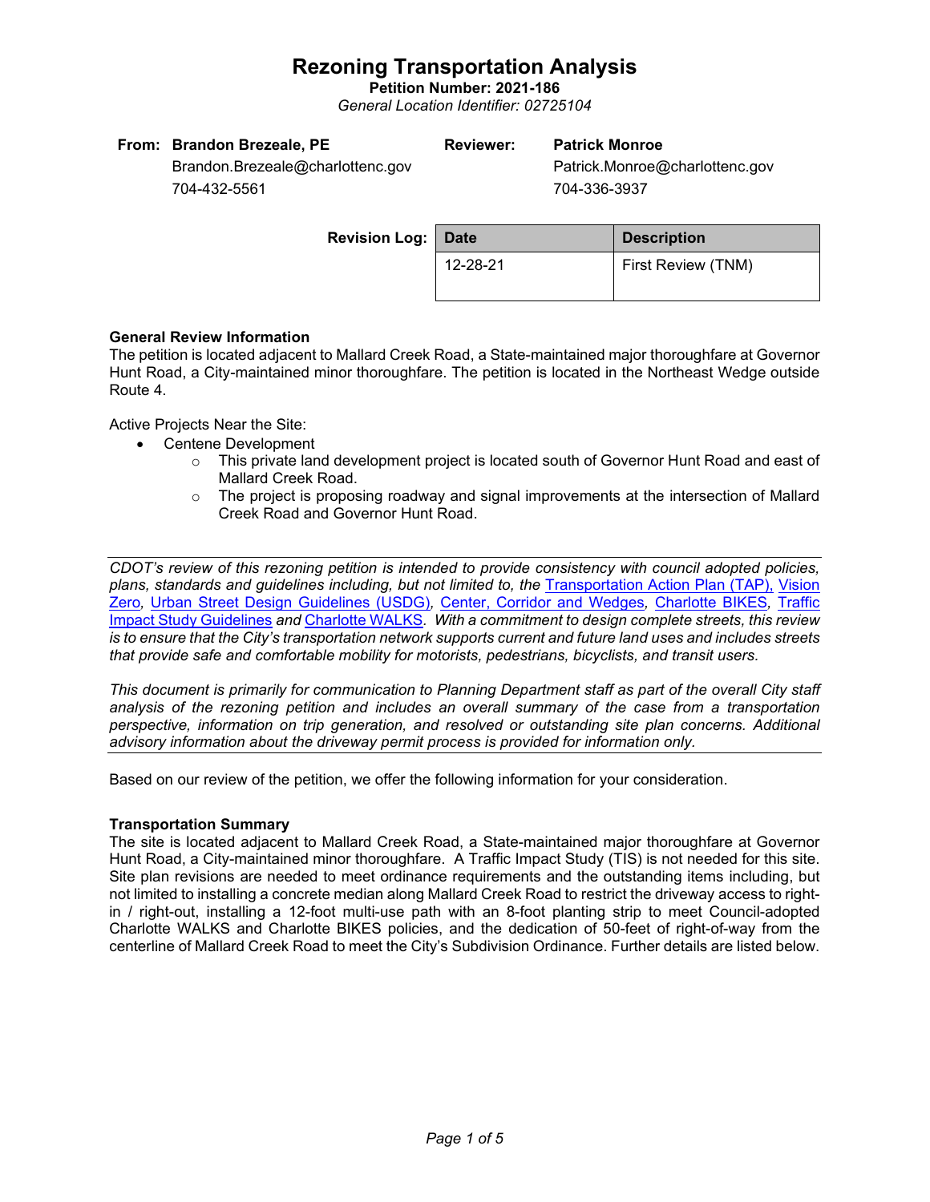# Rezoning Transportation Analysis

**Petition Number: 2021-186**

*General Location Identifier: 02725104*

| **From:** | **Brandon Brezeale, PE** | **Reviewer:** | **Patrick Monroe** |
|---|---|---|---|
| | Brandon.Brezeale@charlottenc.gov | | Patrick.Monroe@charlottenc.gov |
| | 704-432-5561 | | 704-336-3937 |

**Revision Log:**

| Date | Description |
|---|---|
| 12-28-21 | First Review (TNM) |

**General Review Information**

The petition is located adjacent to Mallard Creek Road, a State-maintained major thoroughfare at Governor Hunt Road, a City-maintained minor thoroughfare. The petition is located in the Northeast Wedge outside Route 4.

Active Projects Near the Site:

- Centene Development
  - This private land development project is located south of Governor Hunt Road and east of Mallard Creek Road.
  - The project is proposing roadway and signal improvements at the intersection of Mallard Creek Road and Governor Hunt Road.

---

*CDOT's review of this rezoning petition is intended to provide consistency with council adopted policies, plans, standards and guidelines including, but not limited to, the Transportation Action Plan (TAP), Vision Zero, Urban Street Design Guidelines (USDG), Center, Corridor and Wedges, Charlotte BIKES, Traffic Impact Study Guidelines and Charlotte WALKS. With a commitment to design complete streets, this review is to ensure that the City's transportation network supports current and future land uses and includes streets that provide safe and comfortable mobility for motorists, pedestrians, bicyclists, and transit users.*

*This document is primarily for communication to Planning Department staff as part of the overall City staff analysis of the rezoning petition and includes an overall summary of the case from a transportation perspective, information on trip generation, and resolved or outstanding site plan concerns. Additional advisory information about the driveway permit process is provided for information only.*

---

Based on our review of the petition, we offer the following information for your consideration.

**Transportation Summary**

The site is located adjacent to Mallard Creek Road, a State-maintained major thoroughfare at Governor Hunt Road, a City-maintained minor thoroughfare. A Traffic Impact Study (TIS) is not needed for this site. Site plan revisions are needed to meet ordinance requirements and the outstanding items including, but not limited to installing a concrete median along Mallard Creek Road to restrict the driveway access to right-in / right-out, installing a 12-foot multi-use path with an 8-foot planting strip to meet Council-adopted Charlotte WALKS and Charlotte BIKES policies, and the dedication of 50-feet of right-of-way from the centerline of Mallard Creek Road to meet the City's Subdivision Ordinance. Further details are listed below.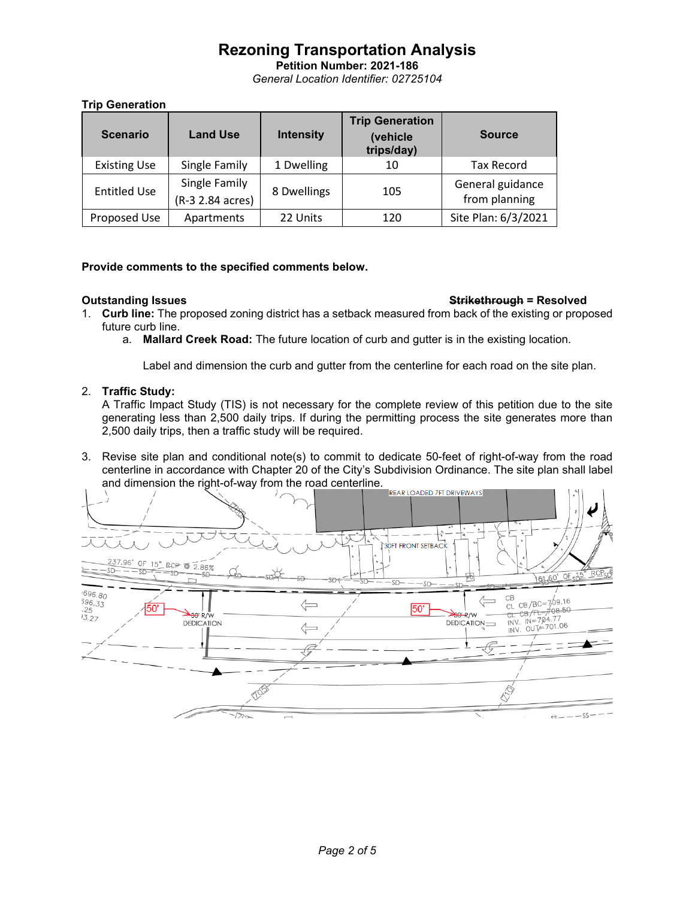# Rezoning Transportation Analysis

**Petition Number: 2021-186**

*General Location Identifier: 02725104*

**Trip Generation**

| Scenario | Land Use | Intensity | Trip Generation (vehicle trips/day) | Source |
|---|---|---|---|---|
| Existing Use | Single Family | 1 Dwelling | 10 | Tax Record |
| Entitled Use | Single Family (R-3 2.84 acres) | 8 Dwellings | 105 | General guidance from planning |
| Proposed Use | Apartments | 22 Units | 120 | Site Plan: 6/3/2021 |

**Provide comments to the specified comments below.**

**Outstanding Issues** ~~**Strikethrough**~~ **= Resolved**

1. **Curb line:** The proposed zoning district has a setback measured from back of the existing or proposed future curb line.
   a. **Mallard Creek Road:** The future location of curb and gutter is in the existing location.

      Label and dimension the curb and gutter from the centerline for each road on the site plan.

2. **Traffic Study:**
   A Traffic Impact Study (TIS) is not necessary for the complete review of this petition due to the site generating less than 2,500 daily trips. If during the permitting process the site generates more than 2,500 daily trips, then a traffic study will be required.

3. Revise site plan and conditional note(s) to commit to dedicate 50-feet of right-of-way from the road centerline in accordance with Chapter 20 of the City's Subdivision Ordinance. The site plan shall label and dimension the right-of-way from the road centerline.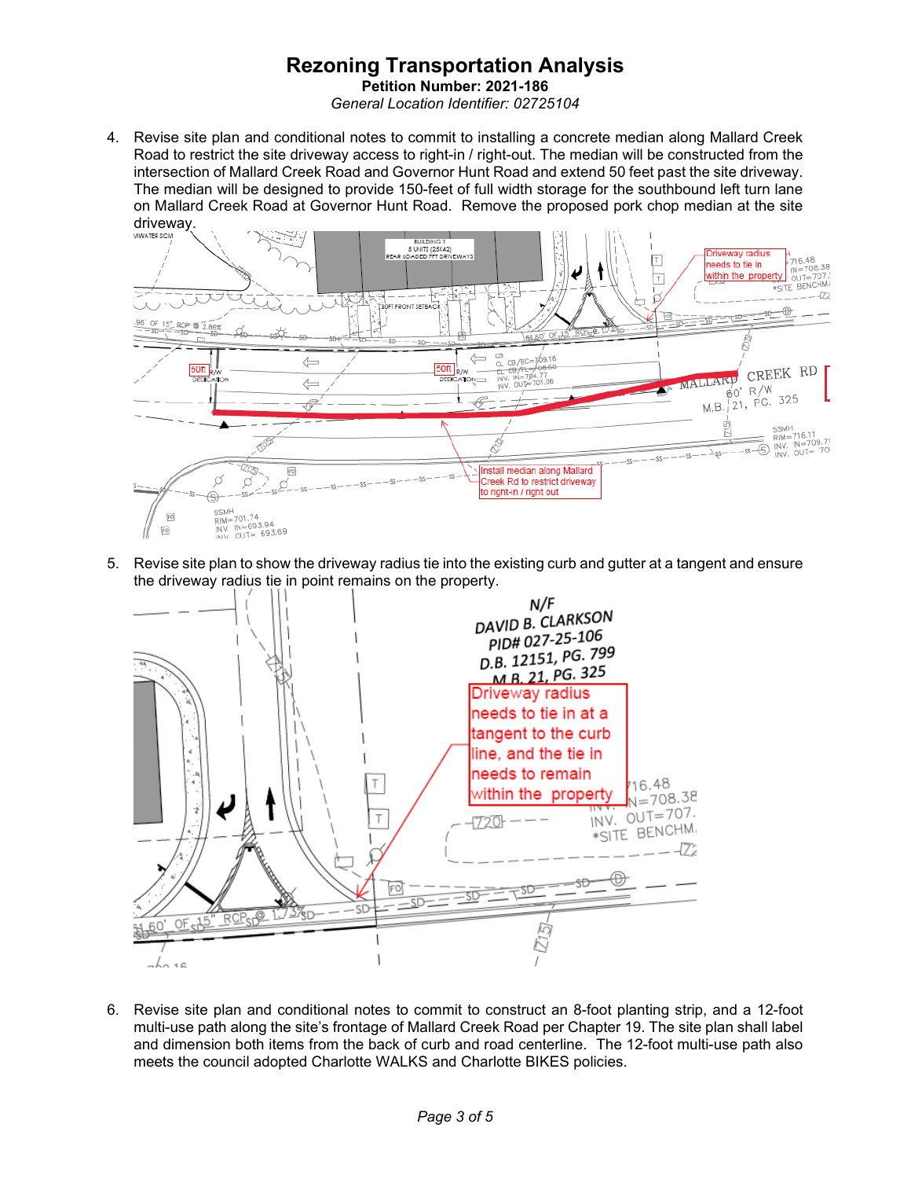# Rezoning Transportation Analysis

**Petition Number: 2021-186**

*General Location Identifier: 02725104*

4. Revise site plan and conditional notes to commit to installing a concrete median along Mallard Creek Road to restrict the site driveway access to right-in / right-out. The median will be constructed from the intersection of Mallard Creek Road and Governor Hunt Road and extend 50 feet past the site driveway. The median will be designed to provide 150-feet of full width storage for the southbound left turn lane on Mallard Creek Road at Governor Hunt Road. Remove the proposed pork chop median at the site driveway.

5. Revise site plan to show the driveway radius tie into the existing curb and gutter at a tangent and ensure the driveway radius tie in point remains on the property.

6. Revise site plan and conditional notes to commit to construct an 8-foot planting strip, and a 12-foot multi-use path along the site's frontage of Mallard Creek Road per Chapter 19. The site plan shall label and dimension both items from the back of curb and road centerline. The 12-foot multi-use path also meets the council adopted Charlotte WALKS and Charlotte BIKES policies.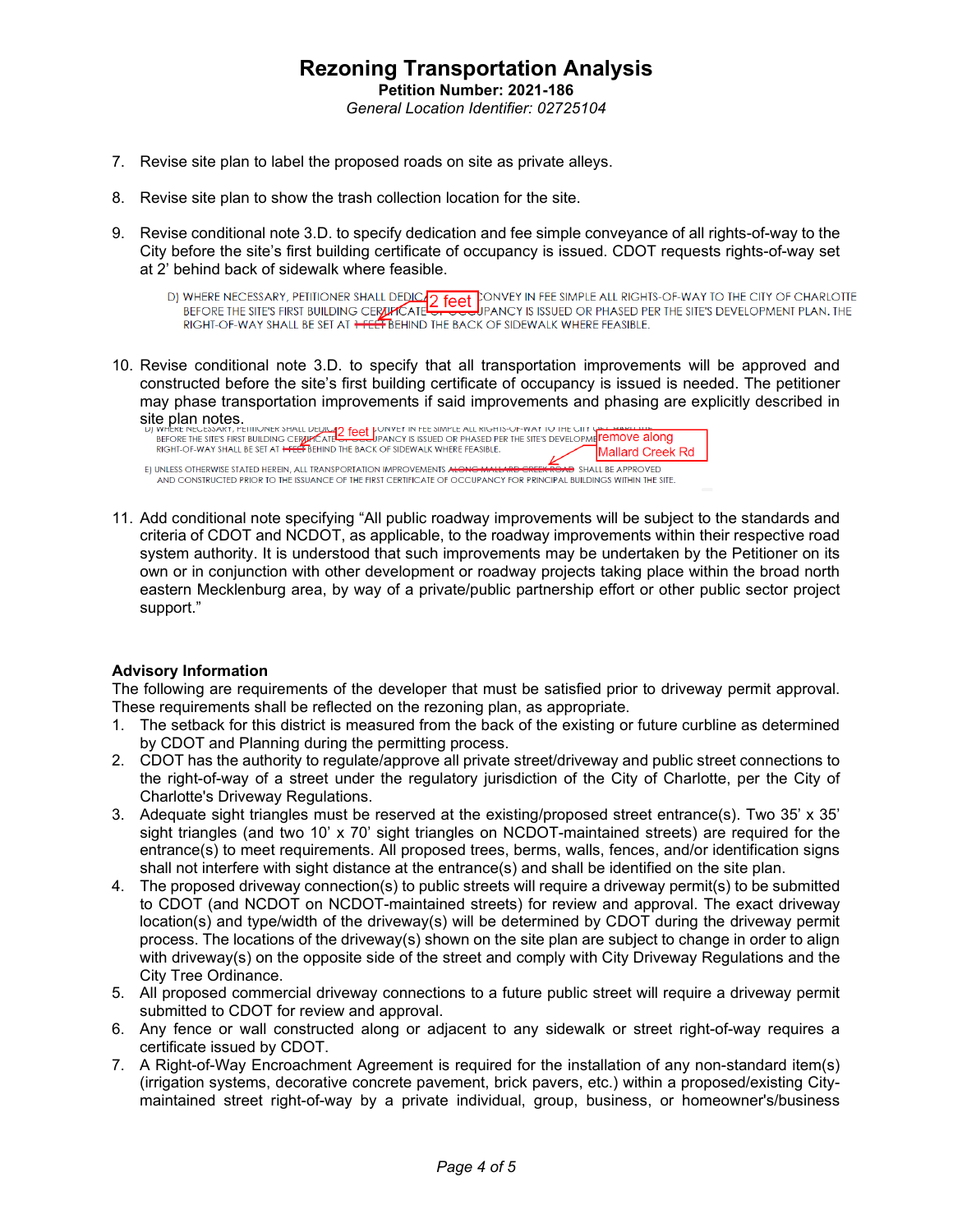# Rezoning Transportation Analysis

**Petition Number: 2021-186**

*General Location Identifier: 02725104*

7. Revise site plan to label the proposed roads on site as private alleys.

8. Revise site plan to show the trash collection location for the site.

9. Revise conditional note 3.D. to specify dedication and fee simple conveyance of all rights-of-way to the City before the site's first building certificate of occupancy is issued. CDOT requests rights-of-way set at 2' behind back of sidewalk where feasible.

   D) WHERE NECESSARY, PETITIONER SHALL DEDICATE AND CONVEY IN FEE SIMPLE ALL RIGHTS-OF-WAY TO THE CITY OF CHARLOTTE BEFORE THE SITE'S FIRST BUILDING CERTIFICATE OF OCCUPANCY IS ISSUED OR PHASED PER THE SITE'S DEVELOPMENT PLAN. THE RIGHT-OF-WAY SHALL BE SET AT ~~1 FEET~~ BEHIND THE BACK OF SIDEWALK WHERE FEASIBLE. [2 feet]

10. Revise conditional note 3.D. to specify that all transportation improvements will be approved and constructed before the site's first building certificate of occupancy is issued is needed. The petitioner may phase transportation improvements if said improvements and phasing are explicitly described in site plan notes.

    D) WHERE NECESSARY, PETITIONER SHALL DEDICATE AND CONVEY IN FEE SIMPLE ALL RIGHTS-OF-WAY TO THE CITY OF CHARLOTTE BEFORE THE SITE'S FIRST BUILDING CERTIFICATE OF OCCUPANCY IS ISSUED OR PHASED PER THE SITE'S DEVELOPMENT PLAN. THE RIGHT-OF-WAY SHALL BE SET AT ~~1 FEET~~ BEHIND THE BACK OF SIDEWALK WHERE FEASIBLE. [2 feet]

    E) UNLESS OTHERWISE STATED HEREIN, ALL TRANSPORTATION IMPROVEMENTS ~~ALONG MALLARD CREEK ROAD~~ SHALL BE APPROVED AND CONSTRUCTED PRIOR TO THE ISSUANCE OF THE FIRST CERTIFICATE OF OCCUPANCY FOR PRINCIPAL BUILDINGS WITHIN THE SITE. [remove along Mallard Creek Rd]

11. Add conditional note specifying "All public roadway improvements will be subject to the standards and criteria of CDOT and NCDOT, as applicable, to the roadway improvements within their respective road system authority. It is understood that such improvements may be undertaken by the Petitioner on its own or in conjunction with other development or roadway projects taking place within the broad north eastern Mecklenburg area, by way of a private/public partnership effort or other public sector project support."

**Advisory Information**

The following are requirements of the developer that must be satisfied prior to driveway permit approval. These requirements shall be reflected on the rezoning plan, as appropriate.

1. The setback for this district is measured from the back of the existing or future curbline as determined by CDOT and Planning during the permitting process.
2. CDOT has the authority to regulate/approve all private street/driveway and public street connections to the right-of-way of a street under the regulatory jurisdiction of the City of Charlotte, per the City of Charlotte's Driveway Regulations.
3. Adequate sight triangles must be reserved at the existing/proposed street entrance(s). Two 35' x 35' sight triangles (and two 10' x 70' sight triangles on NCDOT-maintained streets) are required for the entrance(s) to meet requirements. All proposed trees, berms, walls, fences, and/or identification signs shall not interfere with sight distance at the entrance(s) and shall be identified on the site plan.
4. The proposed driveway connection(s) to public streets will require a driveway permit(s) to be submitted to CDOT (and NCDOT on NCDOT-maintained streets) for review and approval. The exact driveway location(s) and type/width of the driveway(s) will be determined by CDOT during the driveway permit process. The locations of the driveway(s) shown on the site plan are subject to change in order to align with driveway(s) on the opposite side of the street and comply with City Driveway Regulations and the City Tree Ordinance.
5. All proposed commercial driveway connections to a future public street will require a driveway permit submitted to CDOT for review and approval.
6. Any fence or wall constructed along or adjacent to any sidewalk or street right-of-way requires a certificate issued by CDOT.
7. A Right-of-Way Encroachment Agreement is required for the installation of any non-standard item(s) (irrigation systems, decorative concrete pavement, brick pavers, etc.) within a proposed/existing City-maintained street right-of-way by a private individual, group, business, or homeowner's/business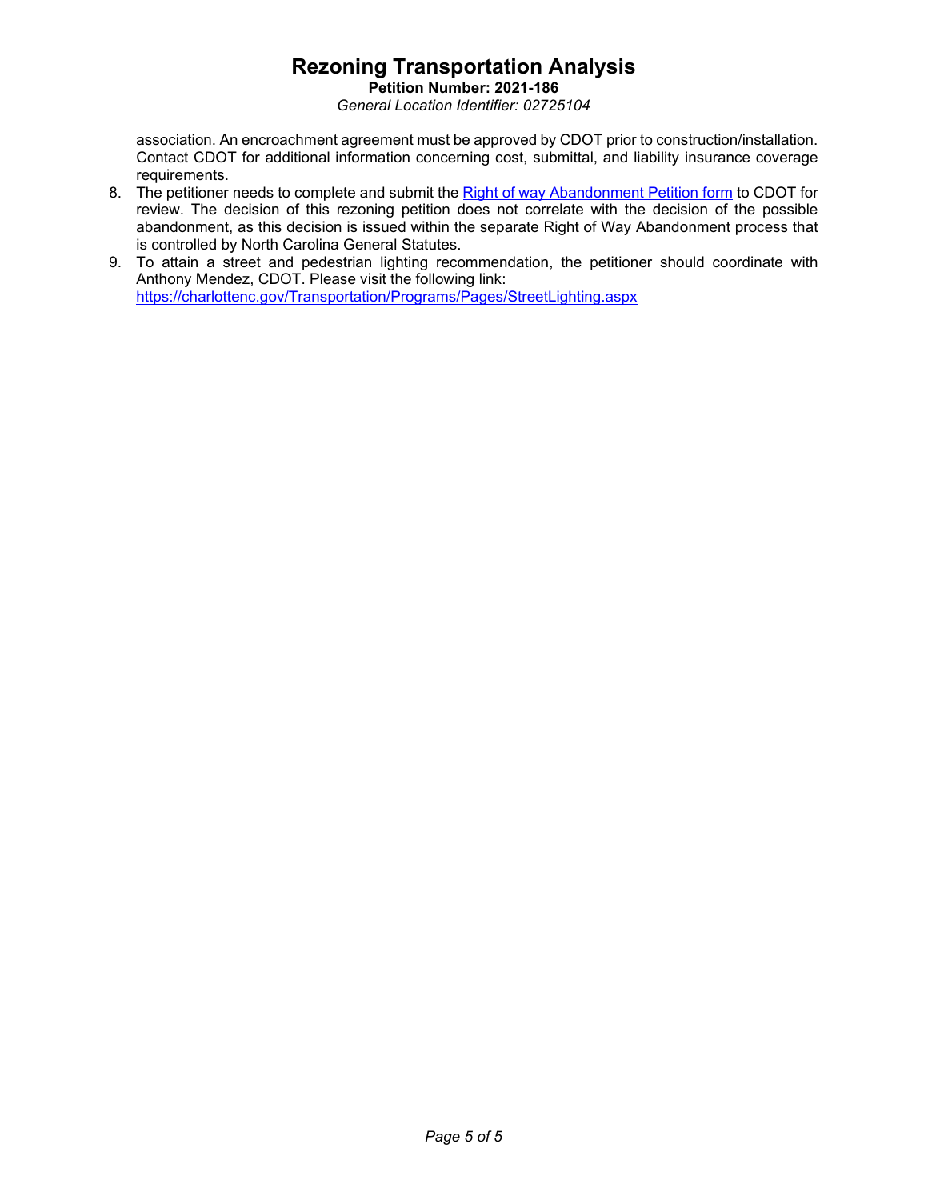association. An encroachment agreement must be approved by CDOT prior to construction/installation. Contact CDOT for additional information concerning cost, submittal, and liability insurance coverage requirements.

8. The petitioner needs to complete and submit the Right of way Abandonment Petition form to CDOT for review. The decision of this rezoning petition does not correlate with the decision of the possible abandonment, as this decision is issued within the separate Right of Way Abandonment process that is controlled by North Carolina General Statutes.
9. To attain a street and pedestrian lighting recommendation, the petitioner should coordinate with Anthony Mendez, CDOT. Please visit the following link: https://charlottenc.gov/Transportation/Programs/Pages/StreetLighting.aspx